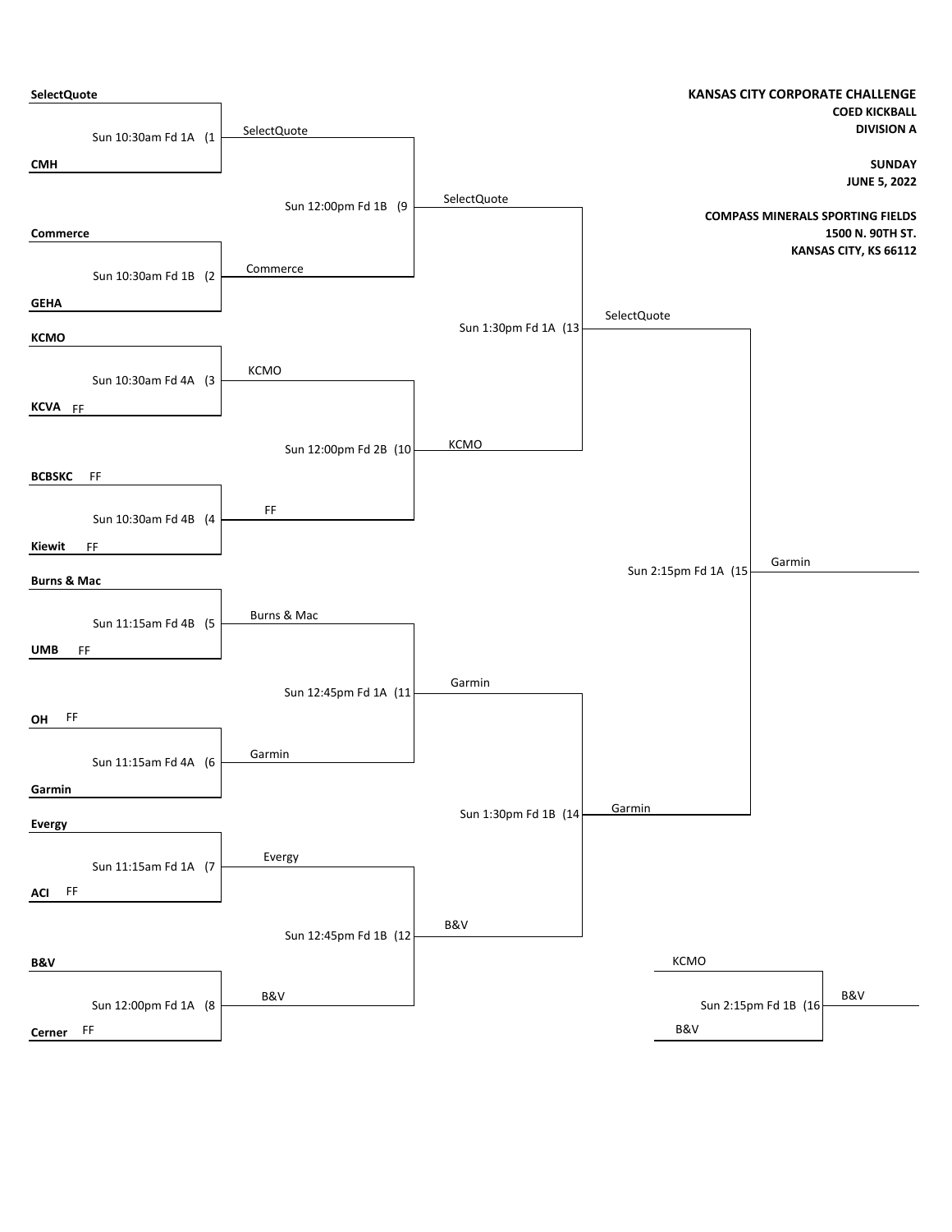# KANSAS CITY CORPORATE CHALLENGE

**COED KICKBALL**
**DIVISION A**

**SUNDAY**
**JUNE 5, 2022**

**COMPASS MINERALS SPORTING FIELDS**
**1500 N. 90TH ST.**
**KANSAS CITY, KS 66112**

## Round 1

| Game | Time / Field | Team 1 | Team 2 | Winner |
|---|---|---|---|---|
| 1 | Sun 10:30am Fd 1A | SelectQuote | CMH | SelectQuote |
| 2 | Sun 10:30am Fd 1B | Commerce | GEHA | Commerce |
| 3 | Sun 10:30am Fd 4A | KCMO | KCVA FF | KCMO |
| 4 | Sun 10:30am Fd 4B | BCBSKC FF | Kiewit FF | FF |
| 5 | Sun 11:15am Fd 4B | Burns & Mac | UMB FF | Burns & Mac |
| 6 | Sun 11:15am Fd 4A | OH FF | Garmin | Garmin |
| 7 | Sun 11:15am Fd 1A | Evergy | ACI FF | Evergy |
| 8 | Sun 12:00pm Fd 1A | B&V | Cerner FF | B&V |

## Round 2

| Game | Time / Field | Team 1 | Team 2 | Winner |
|---|---|---|---|---|
| 9 | Sun 12:00pm Fd 1B | SelectQuote | Commerce | SelectQuote |
| 10 | Sun 12:00pm Fd 2B | KCMO | FF | KCMO |
| 11 | Sun 12:45pm Fd 1A | Burns & Mac | Garmin | Garmin |
| 12 | Sun 12:45pm Fd 1B | Evergy | B&V | B&V |

## Semifinals

| Game | Time / Field | Team 1 | Team 2 | Winner |
|---|---|---|---|---|
| 13 | Sun 1:30pm Fd 1A | SelectQuote | KCMO | SelectQuote |
| 14 | Sun 1:30pm Fd 1B | Garmin | B&V | Garmin |

## Final

| Game | Time / Field | Team 1 | Team 2 | Winner |
|---|---|---|---|---|
| 15 | Sun 2:15pm Fd 1A | SelectQuote | Garmin | Garmin |

## Third Place

| Game | Time / Field | Team 1 | Team 2 | Winner |
|---|---|---|---|---|
| 16 | Sun 2:15pm Fd 1B | KCMO | B&V | B&V |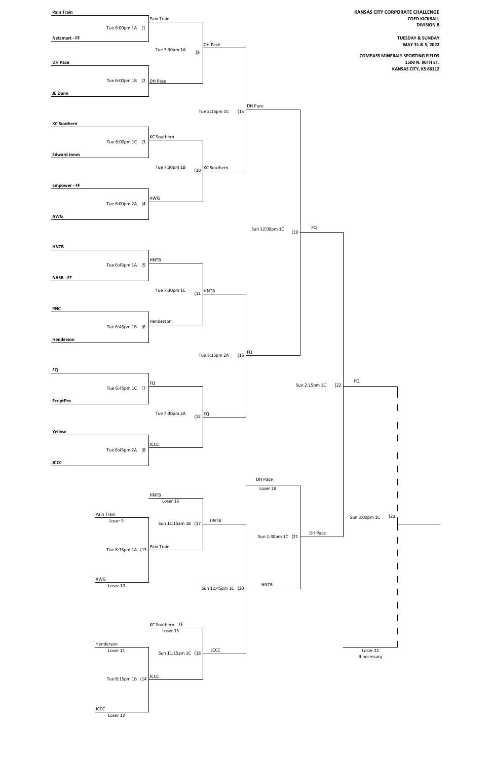**KANSAS CITY CORPORATE CHALLENGE**
**COED KICKBALL**
**DIVISION B**

**TUESDAY & SUNDAY**
**MAY 31 & 5, 2022**

**COMPASS MINERALS SPORTING FIELDS**
**1500 N. 90TH ST.**
**KANSAS CITY, KS 66112**

## Winners Bracket

| Game | Time/Field | Team 1 | Team 2 | Winner |
| --- | --- | --- | --- | --- |
| (1 | Tue 6:00pm 1A | Pain Train | Netsmart - FF | Pain Train |
| (2 | Tue 6:00pm 1B | DH Pace | JE Dunn | DH Pace |
| (3 | Tue 6:00pm 1C | KC Southern | Edward Jones | KC Southern |
| (4 | Tue 6:00pm 2A | Empower - FF | AWG | AWG |
| (5 | Tue 6:45pm 1A | HNTB | NASB - FF | HNTB |
| (6 | Tue 6:45pm 1B | PNC | Henderson | Henderson |
| (7 | Tue 6:45pm 1C | FQ | ScriptPro | FQ |
| (8 | Tue 6:45pm 2A | Yellow | JCCC | JCCC |
| (9 | Tue 7:30pm 1A | Pain Train | DH Pace | DH Pace |
| (10 | Tue 7:30pm 1B | KC Southern | AWG | KC Southern |
| (11 | Tue 7:30pm 1C | HNTB | Henderson | HNTB |
| (12 | Tue 7:30pm 2A | FQ | JCCC | FQ |
| (15 | Tue 8:15pm 1C | DH Pace | KC Southern | DH Pace |
| (16 | Tue 8:15pm 2A | HNTB | FQ | FQ |
| (19 | Sun 12:00pm 1C | DH Pace | FQ | FQ |
| (22 | Sun 2:15pm 1C | FQ | DH Pace | FQ |
| (23 | Sun 3:00pm 1C | FQ | Loser 22 If necessary | |

## Losers Bracket

| Game | Time/Field | Team 1 | Team 2 | Winner |
| --- | --- | --- | --- | --- |
| (13 | Tue 8:15pm 1A | Pain Train (Loser 9) | AWG (Loser 10) | Pain Train |
| (14 | Tue 8:15pm 1B | Henderson (Loser 11) | JCCC (Loser 12) | JCCC |
| (17 | Sun 11:15am 1B | HNTB (Loser 16) | Pain Train | HNTB |
| (18 | Sun 11:15am 1C | KC Southern FF (Loser 15) | JCCC | JCCC |
| (20 | Sun 12:45pm 1C | HNTB | JCCC | HNTB |
| (21 | Sun 1:30pm 1C | DH Pace (Loser 19) | HNTB | DH Pace |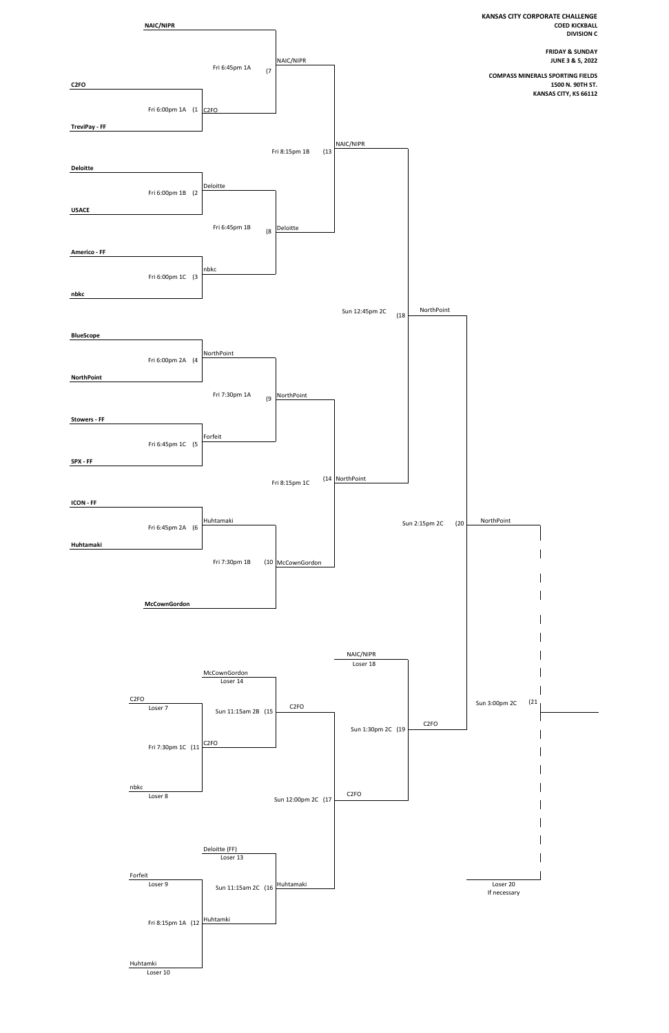**KANSAS CITY CORPORATE CHALLENGE**
**COED KICKBALL**
**DIVISION C**

**FRIDAY & SUNDAY**
**JUNE 3 & 5, 2022**

**COMPASS MINERALS SPORTING FIELDS**
**1500 N. 90TH ST.**
**KANSAS CITY, KS 66112**

**NAIC/NIPR**

Fri 6:45pm 1A (7 NAIC/NIPR

**C2FO**

Fri 6:00pm 1A (1 C2FO

**TreviPay - FF**

Fri 8:15pm 1B (13 NAIC/NIPR

**Deloitte**

Fri 6:00pm 1B (2 Deloitte

**USACE**

Fri 6:45pm 1B (8 Deloitte

**Americo - FF**

Fri 6:00pm 1C (3 nbkc

**nbkc**

Sun 12:45pm 2C (18 NorthPoint

**BlueScope**

Fri 6:00pm 2A (4 NorthPoint

**NorthPoint**

Fri 7:30pm 1A (9 NorthPoint

**Stowers - FF**

Fri 6:45pm 1C (5 Forfeit

**SPX - FF**

Fri 8:15pm 1C (14 NorthPoint

**ICON - FF**

Fri 6:45pm 2A (6 Huhtamaki

**Huhtamaki**

Sun 2:15pm 2C (20 NorthPoint

Fri 7:30pm 1B (10 McCownGordon

**McCownGordon**

NAIC/NIPR
Loser 18

McCownGordon
Loser 14

C2FO
Loser 7

Sun 11:15am 2B (15 C2FO

Sun 1:30pm 2C (19 C2FO

Sun 3:00pm 2C (21

Fri 7:30pm 1C (11 C2FO

nbkc
Loser 8

Sun 12:00pm 2C (17 C2FO

Deloitte (FF)
Loser 13

Forfeit
Loser 9

Sun 11:15am 2C (16 Huhtamaki

Loser 20
If necessary

Fri 8:15pm 1A (12 Huhtamki

Huhtamki
Loser 10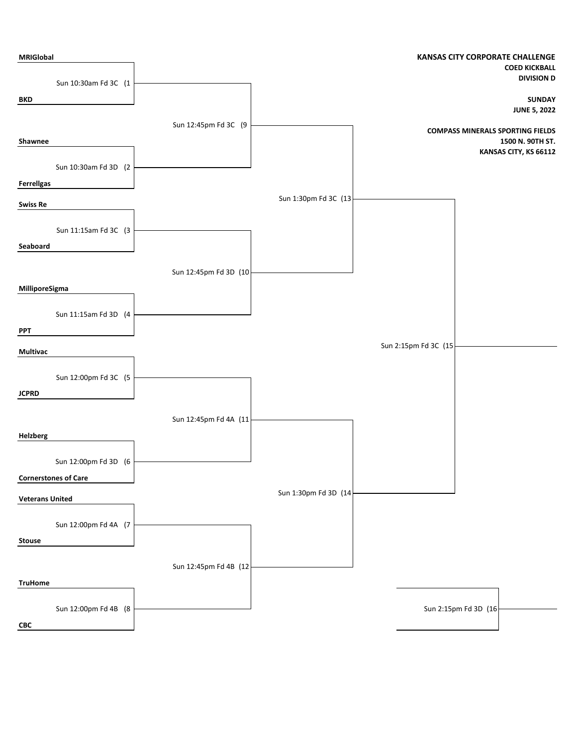**KANSAS CITY CORPORATE CHALLENGE**
**COED KICKBALL**
**DIVISION D**

**SUNDAY**
**JUNE 5, 2022**

**COMPASS MINERALS SPORTING FIELDS**
**1500 N. 90TH ST.**
**KANSAS CITY, KS 66112**

## First Round

| Game | Time / Field | Team 1 | Team 2 |
|---|---|---|---|
| (1 | Sun 10:30am Fd 3C | MRIGlobal | BKD |
| (2 | Sun 10:30am Fd 3D | Shawnee | Ferrellgas |
| (3 | Sun 11:15am Fd 3C | Swiss Re | Seaboard |
| (4 | Sun 11:15am Fd 3D | MilliporeSigma | PPT |
| (5 | Sun 12:00pm Fd 3C | Multivac | JCPRD |
| (6 | Sun 12:00pm Fd 3D | Helzberg | Cornerstones of Care |
| (7 | Sun 12:00pm Fd 4A | Veterans United | Stouse |
| (8 | Sun 12:00pm Fd 4B | TruHome | CBC |

## Second Round

| Game | Time / Field | Participants |
|---|---|---|
| (9 | Sun 12:45pm Fd 3C | Winners of (1 and (2 |
| (10 | Sun 12:45pm Fd 3D | Winners of (3 and (4 |
| (11 | Sun 12:45pm Fd 4A | Winners of (5 and (6 |
| (12 | Sun 12:45pm Fd 4B | Winners of (7 and (8 |

## Semifinals

| Game | Time / Field | Participants |
|---|---|---|
| (13 | Sun 1:30pm Fd 3C | Winners of (9 and (10 |
| (14 | Sun 1:30pm Fd 3D | Winners of (11 and (12 |

## Final

| Game | Time / Field | Participants |
|---|---|---|
| (15 | Sun 2:15pm Fd 3C | Winners of (13 and (14 |
| (16 | Sun 2:15pm Fd 3D | |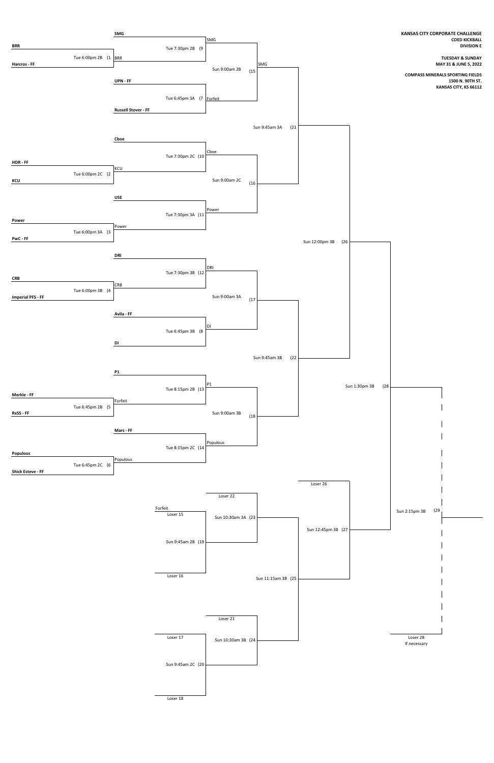**KANSAS CITY CORPORATE CHALLENGE**
**COED KICKBALL**
**DIVISION E**

**TUESDAY & SUNDAY**
**MAY 31 & JUNE 5, 2022**

**COMPASS MINERALS SPORTING FIELDS**
**1500 N. 90TH ST.**
**KANSAS CITY, KS 66112**

## Winners Bracket

| Game | Time / Field | Team 1 | Team 2 | Winner |
|---|---|---|---|---|
| (1 | Tue 6:00pm 2B | BRR | Harcros - FF | BRR |
| (2 | Tue 6:00pm 2C | HDR - FF | KCU | KCU |
| (3 | Tue 6:00pm 3A | Power | PwC - FF | Power |
| (4 | Tue 6:00pm 3B | CRB | Imperial PFS - FF | CRB |
| (5 | Tue 6:45pm 2B | Merkle - FF | RxSS - FF | Forfeit |
| (6 | Tue 6:45pm 2C | Populous | Shick Esteve - FF | Populous |
| (7 | Tue 6:45pm 3A | UPN - FF | Russell Stover - FF | Forfeit |
| (8 | Tue 6:45pm 3B | Avila - FF | DI | DI |
| (9 | Tue 7:30pm 2B | SMG | BRR | SMG |
| (10 | Tue 7:30pm 2C | Cboe | KCU | Cboe |
| (11 | Tue 7:30pm 3A | USE | Power | Power |
| (12 | Tue 7:30pm 3B | DRI | CRB | DRI |
| (13 | Tue 8:15pm 2B | P1 | Forfeit | P1 |
| (14 | Tue 8:15pm 2C | Mars - FF | Populous | Populous |
| (15 | Sun 9:00am 2B | SMG | Forfeit | SMG |
| (16 | Sun 9:00am 2C | Cboe | Power | |
| (17 | Sun 9:00am 3A | DRI | DI | |
| (18 | Sun 9:00am 3B | P1 | Populous | |
| (21 | Sun 9:45am 3A | SMG | Winner 16 | |
| (22 | Sun 9:45am 3B | Winner 17 | Winner 18 | |
| (26 | Sun 12:00pm 3B | Winner 21 | Winner 22 | |
| (28 | Sun 1:30pm 3B | Winner 26 | Winner 27 | |
| (29 | Sun 2:15pm 3B | Winner 28 | Loser 28 (If necessary) | |

## Consolation Bracket

| Game | Time / Field | Team 1 | Team 2 |
|---|---|---|---|
| (19 | Sun 9:45am 2B | Forfeit (Loser 15) | Loser 16 |
| (20 | Sun 9:45am 2C | Loser 17 | Loser 18 |
| (23 | Sun 10:30am 3A | Loser 22 | Winner 19 |
| (24 | Sun 10:30am 3B | Loser 21 | Winner 20 |
| (25 | Sun 11:15am 3B | Winner 23 | Winner 24 |
| (27 | Sun 12:45pm 3B | Loser 26 | Winner 25 |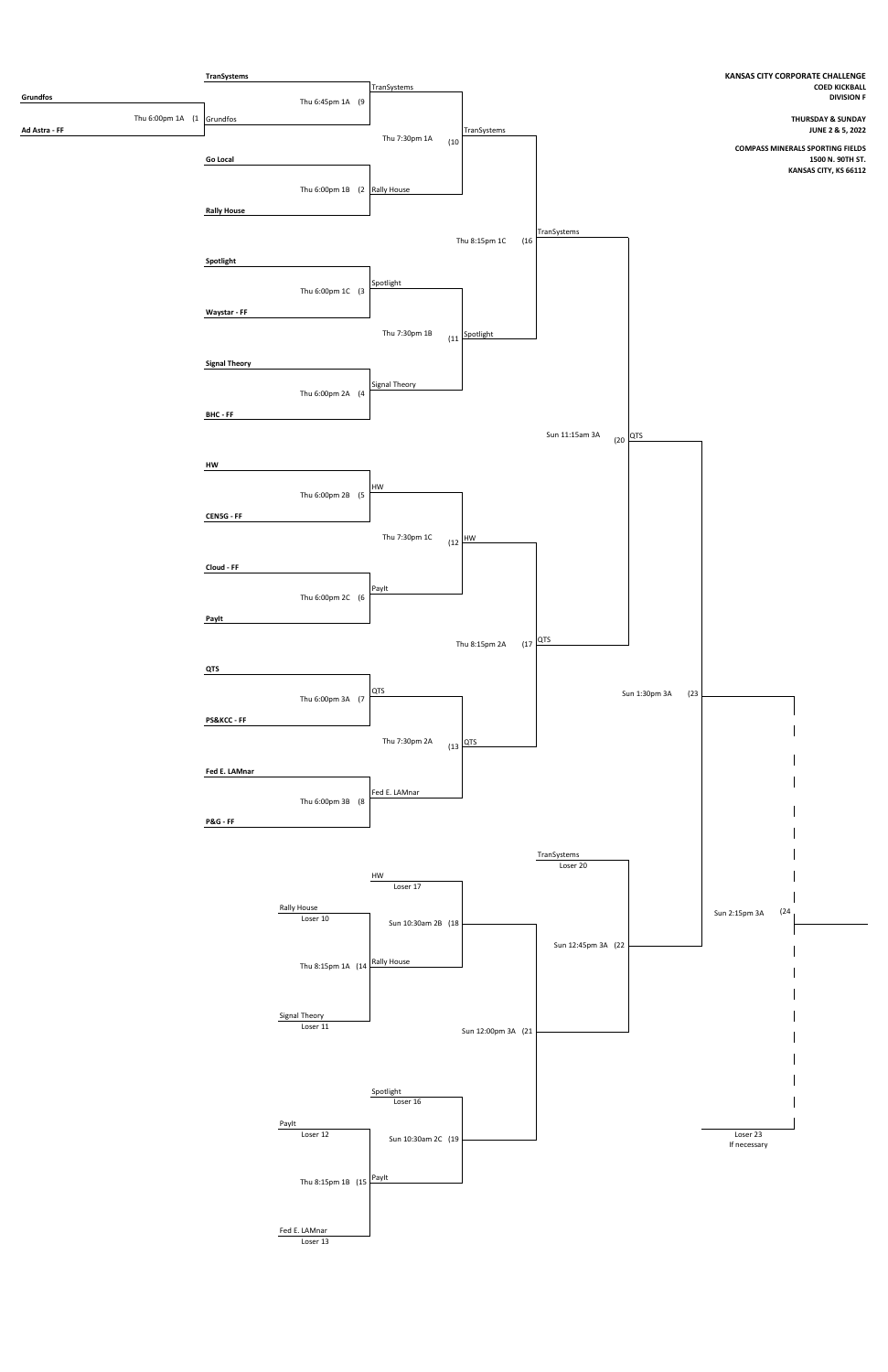**KANSAS CITY CORPORATE CHALLENGE**
**COED KICKBALL**
**DIVISION F**

**THURSDAY & SUNDAY**
**JUNE 2 & 5, 2022**

**COMPASS MINERALS SPORTING FIELDS**
**1500 N. 90TH ST.**
**KANSAS CITY, KS 66112**

## Winners Bracket

| Game | Time / Field | Team 1 | Team 2 | Winner |
|---|---|---|---|---|
| 1 | Thu 6:00pm 1A | Grundfos | Ad Astra - FF | Grundfos |
| 9 | Thu 6:45pm 1A | TranSystems | Grundfos | TranSystems |
| 2 | Thu 6:00pm 1B | Go Local | Rally House | Rally House |
| 3 | Thu 6:00pm 1C | Spotlight | Waystar - FF | Spotlight |
| 4 | Thu 6:00pm 2A | Signal Theory | BHC - FF | Signal Theory |
| 5 | Thu 6:00pm 2B | HW | CENSG - FF | HW |
| 6 | Thu 6:00pm 2C | Cloud - FF | PayIt | PayIt |
| 7 | Thu 6:00pm 3A | QTS | PS&KCC - FF | QTS |
| 8 | Thu 6:00pm 3B | Fed E. LAMnar | P&G - FF | Fed E. LAMnar |
| 10 | Thu 7:30pm 1A | TranSystems | Rally House | TranSystems |
| 11 | Thu 7:30pm 1B | Spotlight | Signal Theory | Spotlight |
| 12 | Thu 7:30pm 1C | HW | PayIt | HW |
| 13 | Thu 7:30pm 2A | QTS | Fed E. LAMnar | QTS |
| 16 | Thu 8:15pm 1C | TranSystems | Spotlight | TranSystems |
| 17 | Thu 8:15pm 2A | HW | QTS | QTS |
| 20 | Sun 11:15am 3A | TranSystems | QTS | QTS |
| 23 | Sun 1:30pm 3A | QTS | Winner 22 | |
| 24 | Sun 2:15pm 3A | Winner 23 | Loser 23 (If necessary) | |

## Consolation Bracket

| Game | Time / Field | Team 1 | Team 2 | Winner |
|---|---|---|---|---|
| 14 | Thu 8:15pm 1A | Rally House (Loser 10) | Signal Theory (Loser 11) | Rally House |
| 15 | Thu 8:15pm 1B | PayIt (Loser 12) | Fed E. LAMnar (Loser 13) | PayIt |
| 18 | Sun 10:30am 2B | HW (Loser 17) | Rally House | |
| 19 | Sun 10:30am 2C | Spotlight (Loser 16) | PayIt | |
| 21 | Sun 12:00pm 3A | Winner 18 | Winner 19 | |
| 22 | Sun 12:45pm 3A | TranSystems (Loser 20) | Winner 21 | |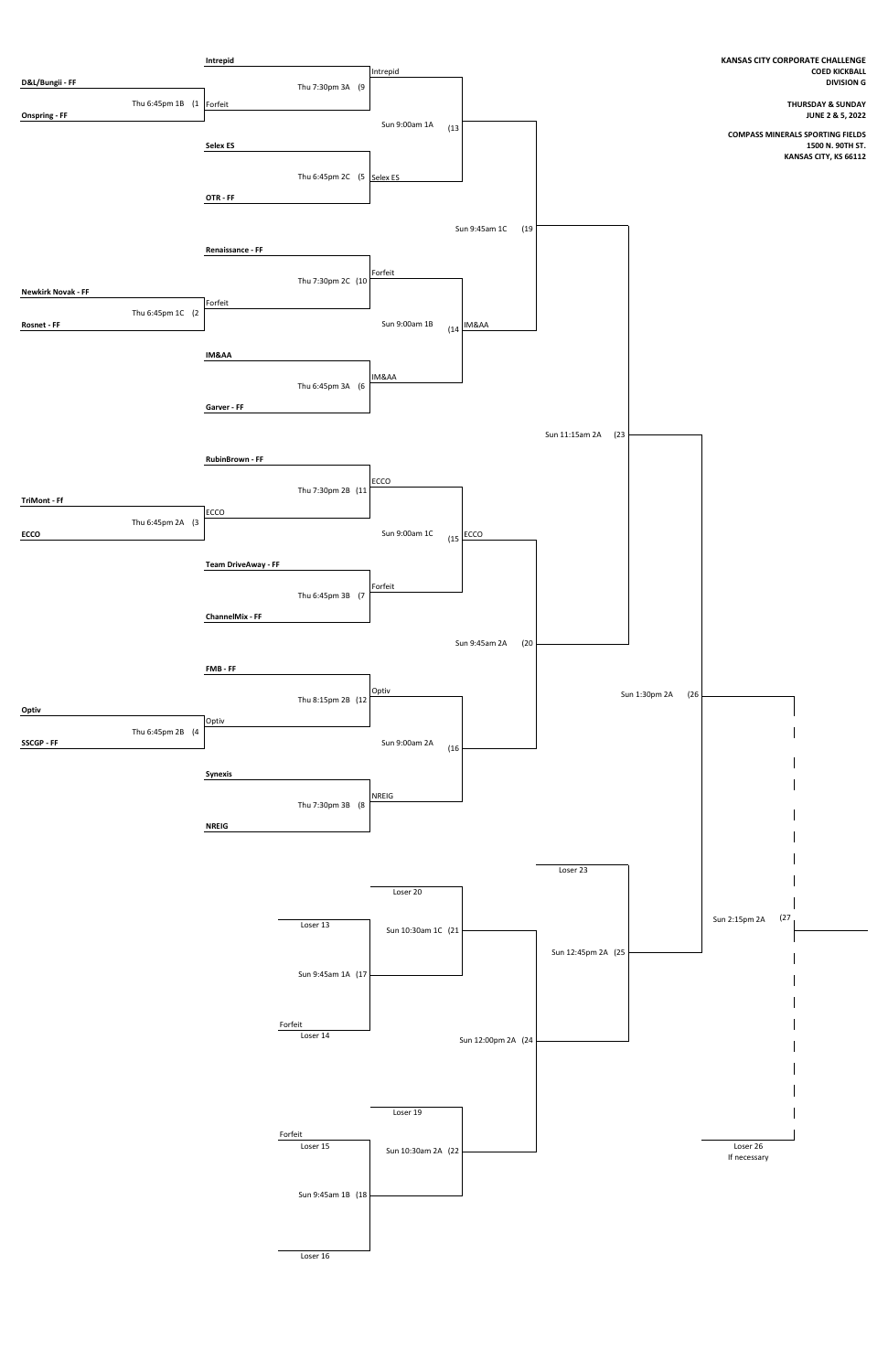**KANSAS CITY CORPORATE CHALLENGE**
**COED KICKBALL**
**DIVISION G**

**THURSDAY & SUNDAY**
**JUNE 2 & 5, 2022**

**COMPASS MINERALS SPORTING FIELDS**
**1500 N. 90TH ST.**
**KANSAS CITY, KS 66112**

Intrepid

**D&L/Bungii - FF**

Thu 7:30pm 3A (9

Intrepid

Thu 6:45pm 1B (1

Forfeit

**Onspring - FF**

Sun 9:00am 1A (13

**Selex ES**

Thu 6:45pm 2C (5

Selex ES

**OTR - FF**

Sun 9:45am 1C (19

**Renaissance - FF**

Thu 7:30pm 2C (10

Forfeit

**Newkirk Novak - FF**

Forfeit

Thu 6:45pm 1C (2

**Rosnet - FF**

Sun 9:00am 1B (14

IM&AA

**IM&AA**

IM&AA

Thu 6:45pm 3A (6

**Garver - FF**

Sun 11:15am 2A (23

**RubinBrown - FF**

ECCO

Thu 7:30pm 2B (11

**TriMont - Ff**

ECCO

Thu 6:45pm 2A (3

**ECCO**

Sun 9:00am 1C (15

ECCO

**Team DriveAway - FF**

Forfeit

Thu 6:45pm 3B (7

**ChannelMix - FF**

Sun 9:45am 2A (20

**FMB - FF**

Optiv

Thu 8:15pm 2B (12

**Optiv**

Sun 1:30pm 2A (26

Optiv

Thu 6:45pm 2B (4

**SSCGP - FF**

Sun 9:00am 2A (16

**Synexis**

NREIG

Thu 7:30pm 3B (8

**NREIG**

Loser 23

Loser 20

Loser 13

Sun 10:30am 1C (21

Sun 2:15pm 2A (27

Sun 12:45pm 2A (25

Sun 9:45am 1A (17

Forfeit

Loser 14

Sun 12:00pm 2A (24

Loser 19

Forfeit

Loser 15

Sun 10:30am 2A (22

Loser 26
If necessary

Sun 9:45am 1B (18

Loser 16